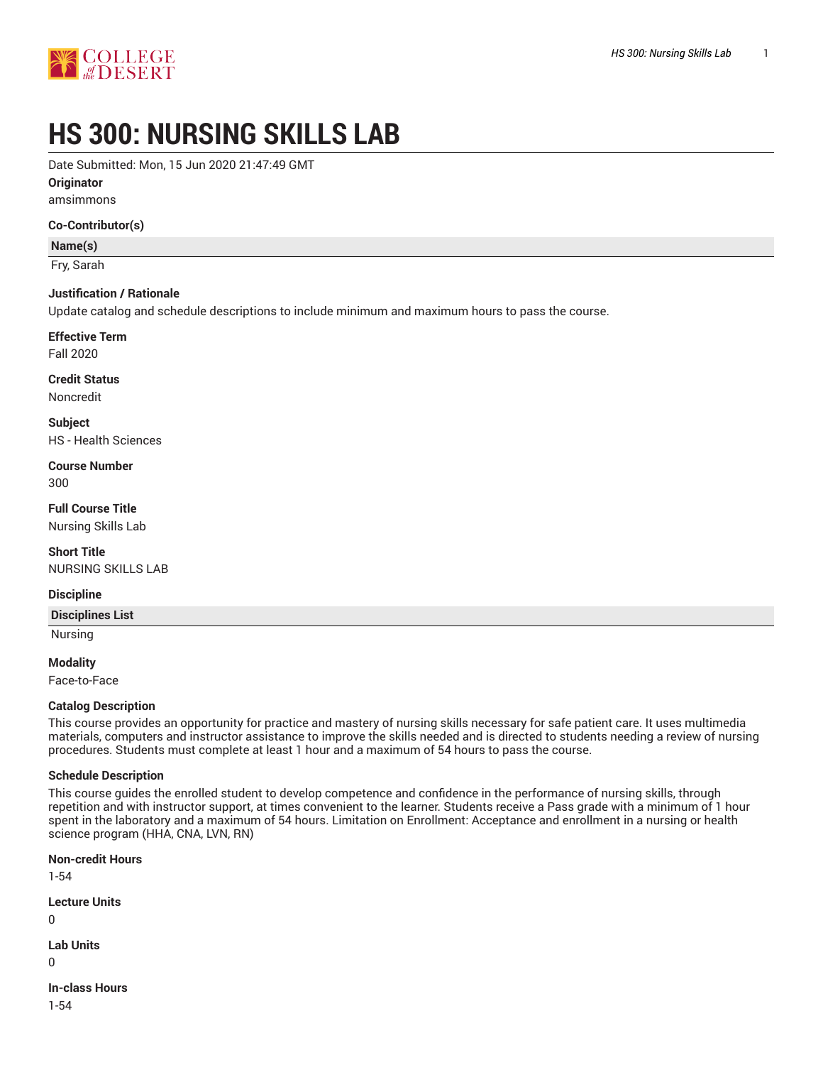# HS 300: NURSING SKILLS LAB

Date Submitted: Mon, 15 Jun 2020 21:47:49 GMT

**Originator**

amsimmons

**Co-Contributor(s)**

| Name(s) |
| --- |
| Fry, Sarah |

**Justification / Rationale**

Update catalog and schedule descriptions to include minimum and maximum hours to pass the course.

**Effective Term**

Fall 2020

**Credit Status**

Noncredit

**Subject**

HS - Health Sciences

**Course Number**

300

**Full Course Title**

Nursing Skills Lab

**Short Title**

NURSING SKILLS LAB

**Discipline**

| Disciplines List |
| --- |
| Nursing |

**Modality**

Face-to-Face

**Catalog Description**

This course provides an opportunity for practice and mastery of nursing skills necessary for safe patient care. It uses multimedia materials, computers and instructor assistance to improve the skills needed and is directed to students needing a review of nursing procedures. Students must complete at least 1 hour and a maximum of 54 hours to pass the course.

**Schedule Description**

This course guides the enrolled student to develop competence and confidence in the performance of nursing skills, through repetition and with instructor support, at times convenient to the learner. Students receive a Pass grade with a minimum of 1 hour spent in the laboratory and a maximum of 54 hours. Limitation on Enrollment: Acceptance and enrollment in a nursing or health science program (HHA, CNA, LVN, RN)

**Non-credit Hours**

1-54

**Lecture Units**

0

**Lab Units**

0

**In-class Hours**

1-54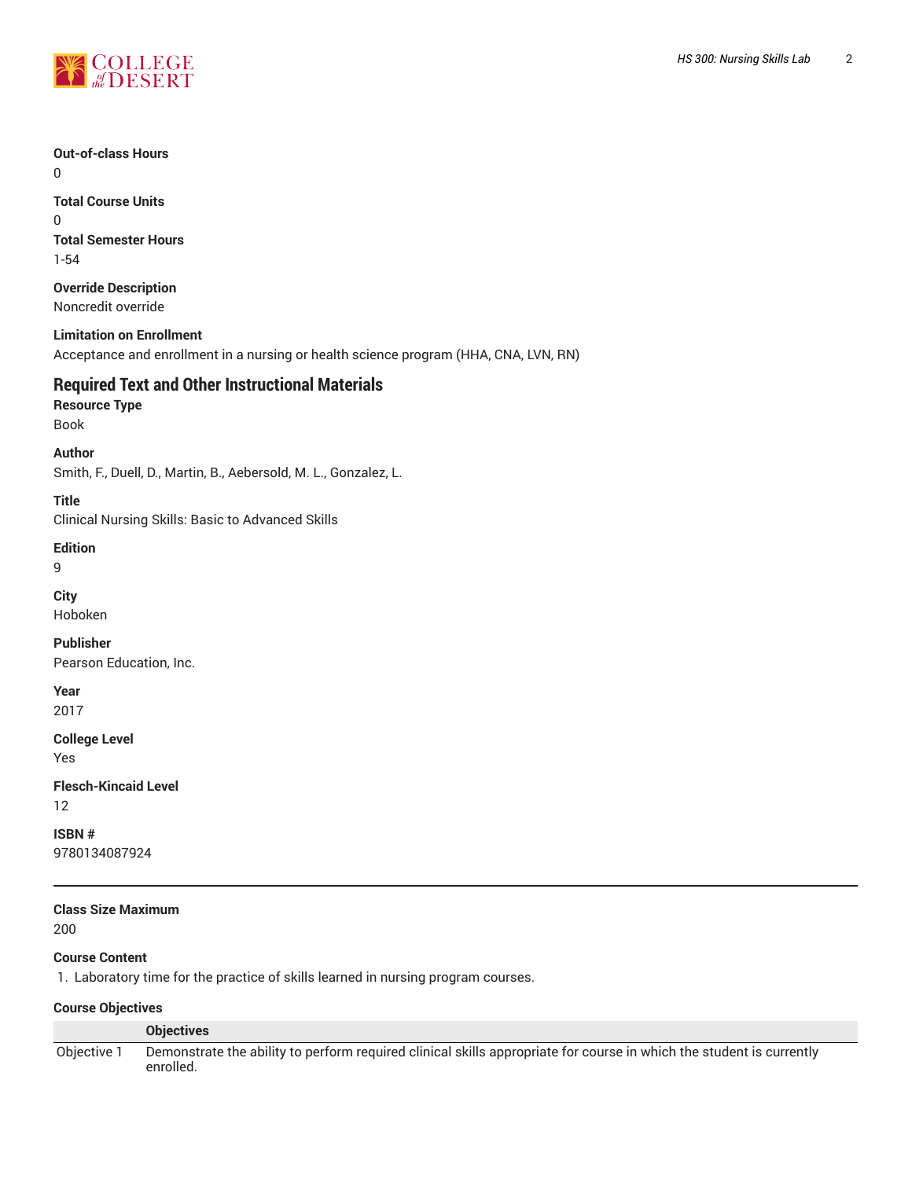**Out-of-class Hours**
0

**Total Course Units**
0

**Total Semester Hours**
1-54

**Override Description**
Noncredit override

**Limitation on Enrollment**
Acceptance and enrollment in a nursing or health science program (HHA, CNA, LVN, RN)

## Required Text and Other Instructional Materials

**Resource Type**
Book

**Author**
Smith, F., Duell, D., Martin, B., Aebersold, M. L., Gonzalez, L.

**Title**
Clinical Nursing Skills: Basic to Advanced Skills

**Edition**
9

**City**
Hoboken

**Publisher**
Pearson Education, Inc.

**Year**
2017

**College Level**
Yes

**Flesch-Kincaid Level**
12

**ISBN #**
9780134087924

---

**Class Size Maximum**
200

**Course Content**

1. Laboratory time for the practice of skills learned in nursing program courses.

**Course Objectives**

| | Objectives |
|---|---|
| Objective 1 | Demonstrate the ability to perform required clinical skills appropriate for course in which the student is currently enrolled. |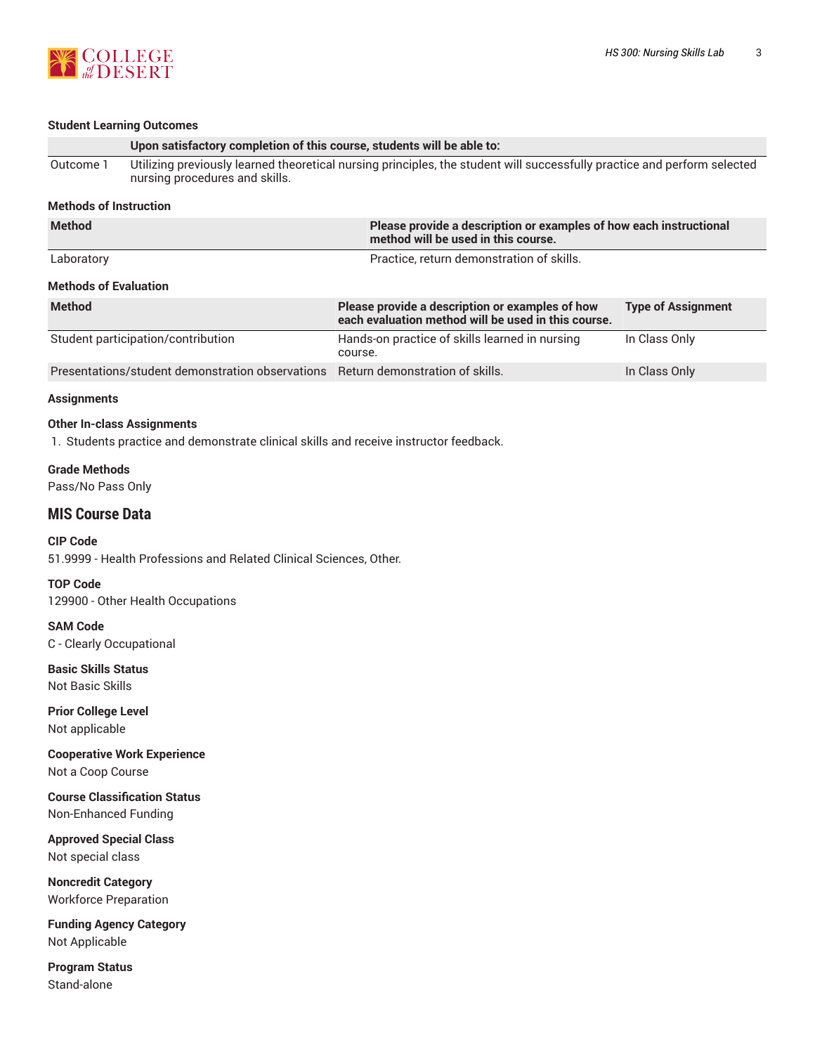#### Student Learning Outcomes

| | Upon satisfactory completion of this course, students will be able to: |
|---|---|
| Outcome 1 | Utilizing previously learned theoretical nursing principles, the student will successfully practice and perform selected nursing procedures and skills. |

#### Methods of Instruction

| Method | Please provide a description or examples of how each instructional method will be used in this course. |
|---|---|
| Laboratory | Practice, return demonstration of skills. |

#### Methods of Evaluation

| Method | Please provide a description or examples of how each evaluation method will be used in this course. | Type of Assignment |
|---|---|---|
| Student participation/contribution | Hands-on practice of skills learned in nursing course. | In Class Only |
| Presentations/student demonstration observations | Return demonstration of skills. | In Class Only |

#### Assignments

**Other In-class Assignments**

1. Students practice and demonstrate clinical skills and receive instructor feedback.

**Grade Methods**

Pass/No Pass Only

## MIS Course Data

**CIP Code**

51.9999 - Health Professions and Related Clinical Sciences, Other.

**TOP Code**

129900 - Other Health Occupations

**SAM Code**

C - Clearly Occupational

**Basic Skills Status**

Not Basic Skills

**Prior College Level**

Not applicable

**Cooperative Work Experience**

Not a Coop Course

**Course Classification Status**

Non-Enhanced Funding

**Approved Special Class**

Not special class

**Noncredit Category**

Workforce Preparation

**Funding Agency Category**

Not Applicable

**Program Status**

Stand-alone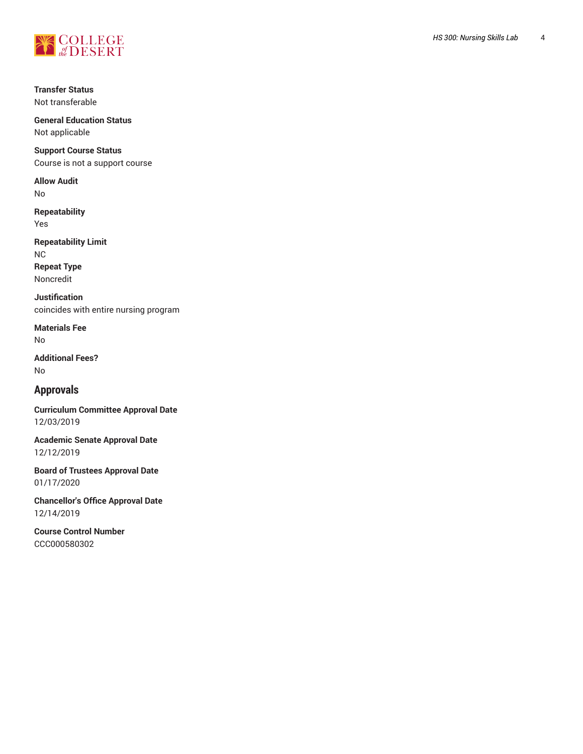**Transfer Status**
Not transferable

**General Education Status**
Not applicable

**Support Course Status**
Course is not a support course

**Allow Audit**
No

**Repeatability**
Yes

**Repeatability Limit**
NC
**Repeat Type**
Noncredit

**Justification**
coincides with entire nursing program

**Materials Fee**
No

**Additional Fees?**
No

## Approvals

**Curriculum Committee Approval Date**
12/03/2019

**Academic Senate Approval Date**
12/12/2019

**Board of Trustees Approval Date**
01/17/2020

**Chancellor's Office Approval Date**
12/14/2019

**Course Control Number**
CCC000580302